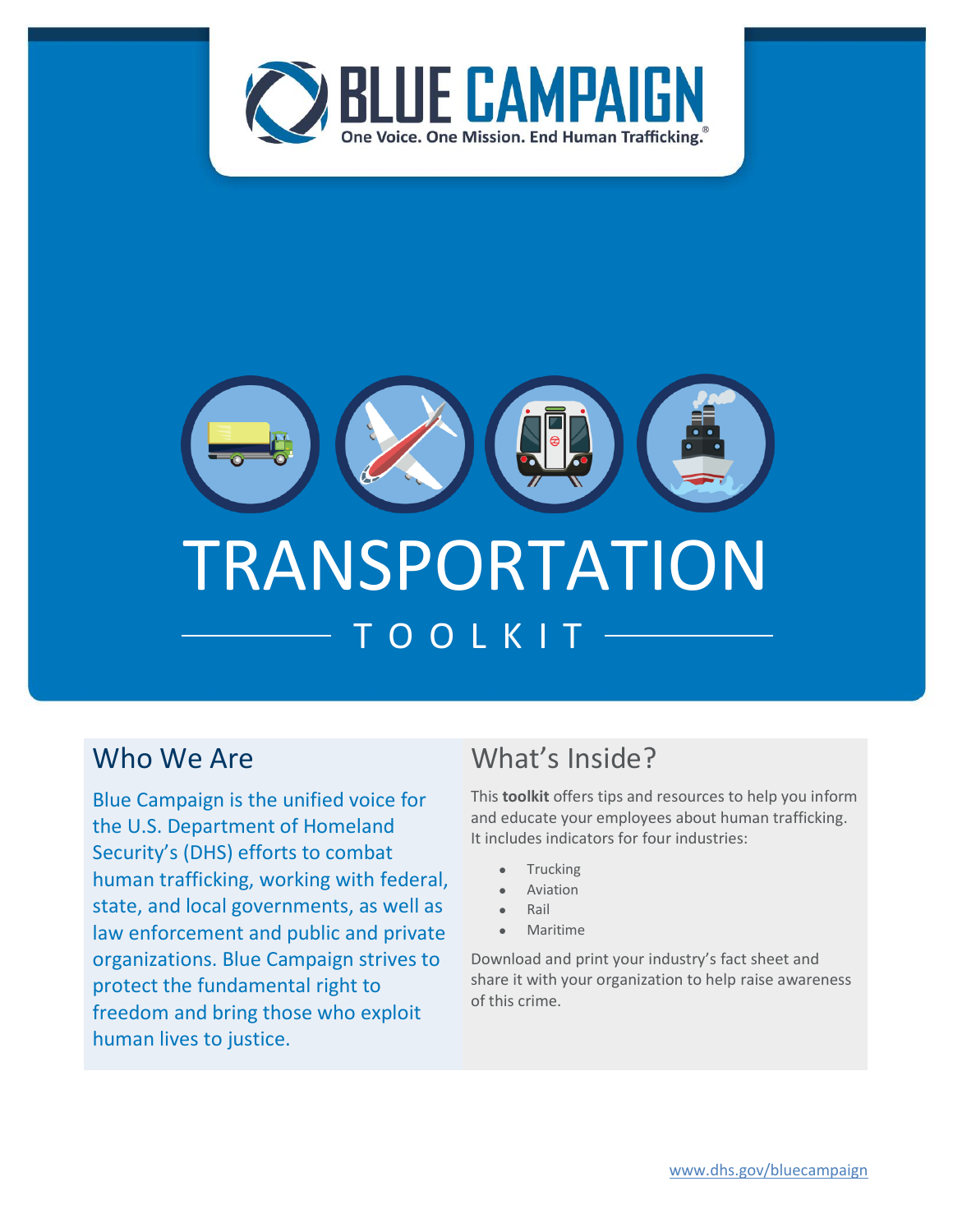# BLUE CAMPAIGN

One Voice. One Mission. End Human Trafficking.®

# TRANSPORTATION

## TOOLKIT

## Who We Are

Blue Campaign is the unified voice for the U.S. Department of Homeland Security's (DHS) efforts to combat human trafficking, working with federal, state, and local governments, as well as law enforcement and public and private organizations. Blue Campaign strives to protect the fundamental right to freedom and bring those who exploit human lives to justice.

## What's Inside?

This **toolkit** offers tips and resources to help you inform and educate your employees about human trafficking. It includes indicators for four industries:

- Trucking
- Aviation
- Rail
- Maritime

Download and print your industry's fact sheet and share it with your organization to help raise awareness of this crime.

www.dhs.gov/bluecampaign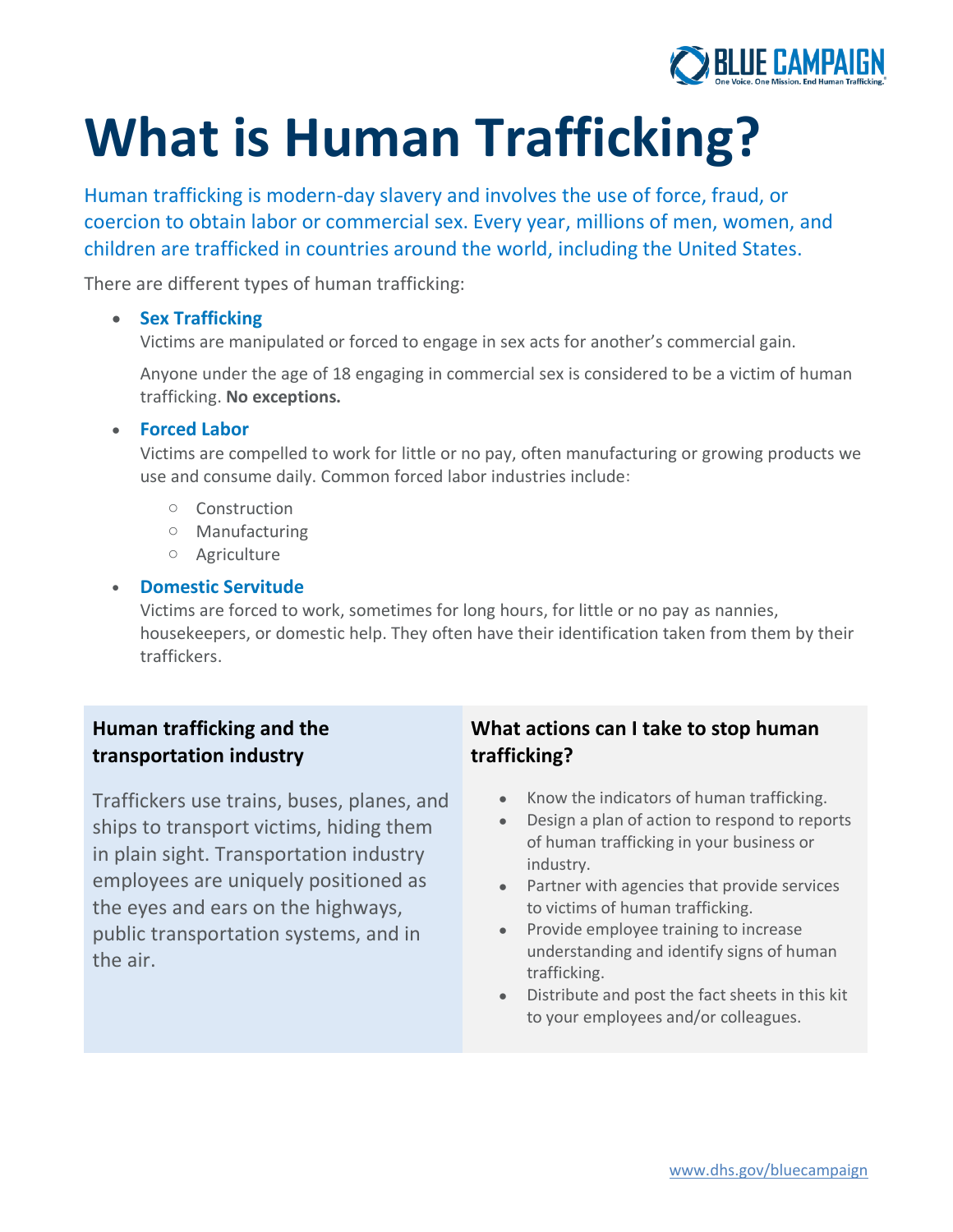# What is Human Trafficking?

Human trafficking is modern-day slavery and involves the use of force, fraud, or coercion to obtain labor or commercial sex. Every year, millions of men, women, and children are trafficked in countries around the world, including the United States.

There are different types of human trafficking:

- **Sex Trafficking**
  Victims are manipulated or forced to engage in sex acts for another's commercial gain.

  Anyone under the age of 18 engaging in commercial sex is considered to be a victim of human trafficking. **No exceptions.**

- **Forced Labor**
  Victims are compelled to work for little or no pay, often manufacturing or growing products we use and consume daily. Common forced labor industries include:
  - Construction
  - Manufacturing
  - Agriculture

- **Domestic Servitude**
  Victims are forced to work, sometimes for long hours, for little or no pay as nannies, housekeepers, or domestic help. They often have their identification taken from them by their traffickers.

## Human trafficking and the transportation industry

Traffickers use trains, buses, planes, and ships to transport victims, hiding them in plain sight. Transportation industry employees are uniquely positioned as the eyes and ears on the highways, public transportation systems, and in the air.

## What actions can I take to stop human trafficking?

- Know the indicators of human trafficking.
- Design a plan of action to respond to reports of human trafficking in your business or industry.
- Partner with agencies that provide services to victims of human trafficking.
- Provide employee training to increase understanding and identify signs of human trafficking.
- Distribute and post the fact sheets in this kit to your employees and/or colleagues.

www.dhs.gov/bluecampaign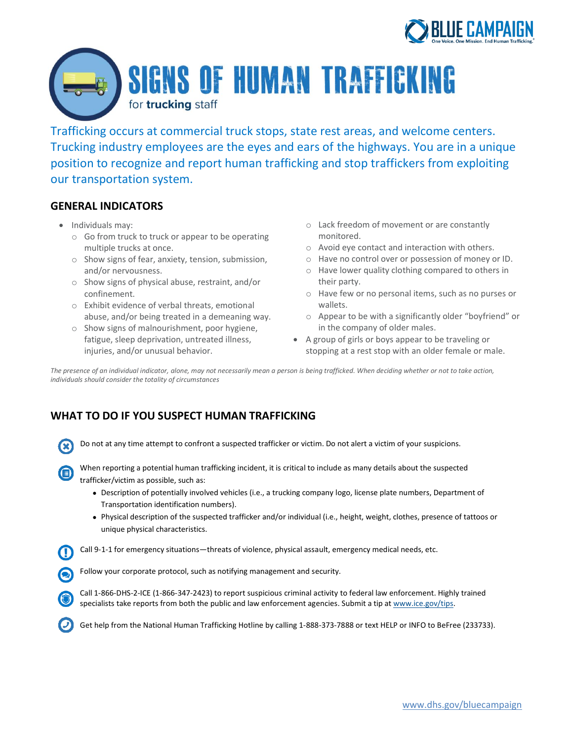BLUE CAMPAIGN
One Voice. One Mission. End Human Trafficking.

# SIGNS OF HUMAN TRAFFICKING

for **trucking** staff

Trafficking occurs at commercial truck stops, state rest areas, and welcome centers. Trucking industry employees are the eyes and ears of the highways. You are in a unique position to recognize and report human trafficking and stop traffickers from exploiting our transportation system.

## GENERAL INDICATORS

- Individuals may:
  - Go from truck to truck or appear to be operating multiple trucks at once.
  - Show signs of fear, anxiety, tension, submission, and/or nervousness.
  - Show signs of physical abuse, restraint, and/or confinement.
  - Exhibit evidence of verbal threats, emotional abuse, and/or being treated in a demeaning way.
  - Show signs of malnourishment, poor hygiene, fatigue, sleep deprivation, untreated illness, injuries, and/or unusual behavior.
  - Lack freedom of movement or are constantly monitored.
  - Avoid eye contact and interaction with others.
  - Have no control over or possession of money or ID.
  - Have lower quality clothing compared to others in their party.
  - Have few or no personal items, such as no purses or wallets.
  - Appear to be with a significantly older "boyfriend" or in the company of older males.
- A group of girls or boys appear to be traveling or stopping at a rest stop with an older female or male.

*The presence of an individual indicator, alone, may not necessarily mean a person is being trafficked. When deciding whether or not to take action, individuals should consider the totality of circumstances*

## WHAT TO DO IF YOU SUSPECT HUMAN TRAFFICKING

Do not at any time attempt to confront a suspected trafficker or victim. Do not alert a victim of your suspicions.

When reporting a potential human trafficking incident, it is critical to include as many details about the suspected trafficker/victim as possible, such as:

- Description of potentially involved vehicles (i.e., a trucking company logo, license plate numbers, Department of Transportation identification numbers).
- Physical description of the suspected trafficker and/or individual (i.e., height, weight, clothes, presence of tattoos or unique physical characteristics.

Call 9-1-1 for emergency situations—threats of violence, physical assault, emergency medical needs, etc.

Follow your corporate protocol, such as notifying management and security.

Call 1-866-DHS-2-ICE (1-866-347-2423) to report suspicious criminal activity to federal law enforcement. Highly trained specialists take reports from both the public and law enforcement agencies. Submit a tip at www.ice.gov/tips.

Get help from the National Human Trafficking Hotline by calling 1-888-373-7888 or text HELP or INFO to BeFree (233733).

www.dhs.gov/bluecampaign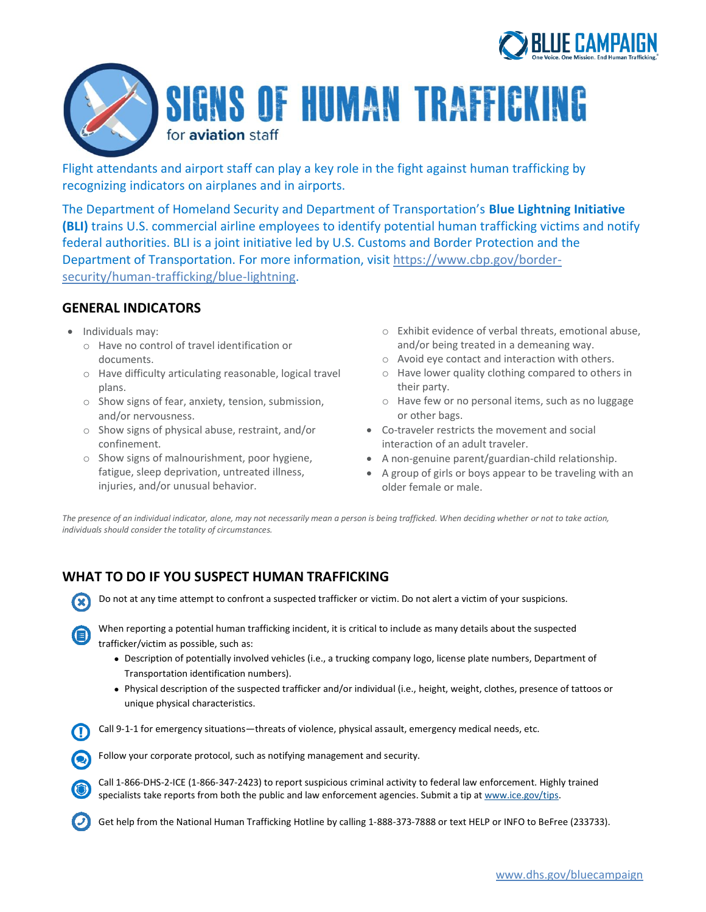BLUE CAMPAIGN

One Voice. One Mission. End Human Trafficking.

# SIGNS OF HUMAN TRAFFICKING

for **aviation** staff

Flight attendants and airport staff can play a key role in the fight against human trafficking by recognizing indicators on airplanes and in airports.

The Department of Homeland Security and Department of Transportation's **Blue Lightning Initiative (BLI)** trains U.S. commercial airline employees to identify potential human trafficking victims and notify federal authorities. BLI is a joint initiative led by U.S. Customs and Border Protection and the Department of Transportation. For more information, visit https://www.cbp.gov/border-security/human-trafficking/blue-lightning.

## GENERAL INDICATORS

- Individuals may:
  - Have no control of travel identification or documents.
  - Have difficulty articulating reasonable, logical travel plans.
  - Show signs of fear, anxiety, tension, submission, and/or nervousness.
  - Show signs of physical abuse, restraint, and/or confinement.
  - Show signs of malnourishment, poor hygiene, fatigue, sleep deprivation, untreated illness, injuries, and/or unusual behavior.
  - Exhibit evidence of verbal threats, emotional abuse, and/or being treated in a demeaning way.
  - Avoid eye contact and interaction with others.
  - Have lower quality clothing compared to others in their party.
  - Have few or no personal items, such as no luggage or other bags.
- Co-traveler restricts the movement and social interaction of an adult traveler.
- A non-genuine parent/guardian-child relationship.
- A group of girls or boys appear to be traveling with an older female or male.

*The presence of an individual indicator, alone, may not necessarily mean a person is being trafficked. When deciding whether or not to take action, individuals should consider the totality of circumstances.*

## WHAT TO DO IF YOU SUSPECT HUMAN TRAFFICKING

Do not at any time attempt to confront a suspected trafficker or victim. Do not alert a victim of your suspicions.

When reporting a potential human trafficking incident, it is critical to include as many details about the suspected trafficker/victim as possible, such as:

- Description of potentially involved vehicles (i.e., a trucking company logo, license plate numbers, Department of Transportation identification numbers).
- Physical description of the suspected trafficker and/or individual (i.e., height, weight, clothes, presence of tattoos or unique physical characteristics.

Call 9-1-1 for emergency situations—threats of violence, physical assault, emergency medical needs, etc.

Follow your corporate protocol, such as notifying management and security.

Call 1-866-DHS-2-ICE (1-866-347-2423) to report suspicious criminal activity to federal law enforcement. Highly trained specialists take reports from both the public and law enforcement agencies. Submit a tip at www.ice.gov/tips.

Get help from the National Human Trafficking Hotline by calling 1-888-373-7888 or text HELP or INFO to BeFree (233733).

www.dhs.gov/bluecampaign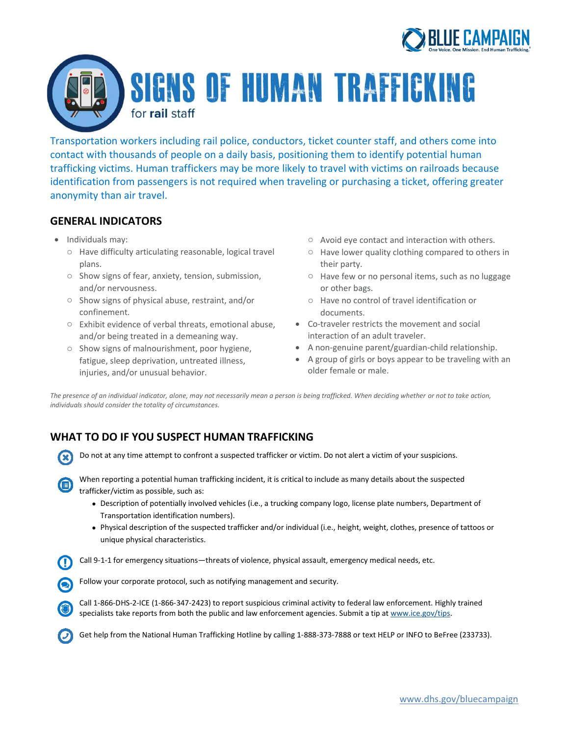# SIGNS OF HUMAN TRAFFICKING

for **rail** staff

Transportation workers including rail police, conductors, ticket counter staff, and others come into contact with thousands of people on a daily basis, positioning them to identify potential human trafficking victims. Human traffickers may be more likely to travel with victims on railroads because identification from passengers is not required when traveling or purchasing a ticket, offering greater anonymity than air travel.

## GENERAL INDICATORS

- Individuals may:
  - Have difficulty articulating reasonable, logical travel plans.
  - Show signs of fear, anxiety, tension, submission, and/or nervousness.
  - Show signs of physical abuse, restraint, and/or confinement.
  - Exhibit evidence of verbal threats, emotional abuse, and/or being treated in a demeaning way.
  - Show signs of malnourishment, poor hygiene, fatigue, sleep deprivation, untreated illness, injuries, and/or unusual behavior.
  - Avoid eye contact and interaction with others.
  - Have lower quality clothing compared to others in their party.
  - Have few or no personal items, such as no luggage or other bags.
  - Have no control of travel identification or documents.
- Co-traveler restricts the movement and social interaction of an adult traveler.
- A non-genuine parent/guardian-child relationship.
- A group of girls or boys appear to be traveling with an older female or male.

*The presence of an individual indicator, alone, may not necessarily mean a person is being trafficked. When deciding whether or not to take action, individuals should consider the totality of circumstances.*

## WHAT TO DO IF YOU SUSPECT HUMAN TRAFFICKING

Do not at any time attempt to confront a suspected trafficker or victim. Do not alert a victim of your suspicions.

When reporting a potential human trafficking incident, it is critical to include as many details about the suspected trafficker/victim as possible, such as:

- Description of potentially involved vehicles (i.e., a trucking company logo, license plate numbers, Department of Transportation identification numbers).
- Physical description of the suspected trafficker and/or individual (i.e., height, weight, clothes, presence of tattoos or unique physical characteristics.

Call 9-1-1 for emergency situations—threats of violence, physical assault, emergency medical needs, etc.

Follow your corporate protocol, such as notifying management and security.

Call 1-866-DHS-2-ICE (1-866-347-2423) to report suspicious criminal activity to federal law enforcement. Highly trained specialists take reports from both the public and law enforcement agencies. Submit a tip at www.ice.gov/tips.

Get help from the National Human Trafficking Hotline by calling 1-888-373-7888 or text HELP or INFO to BeFree (233733).

www.dhs.gov/bluecampaign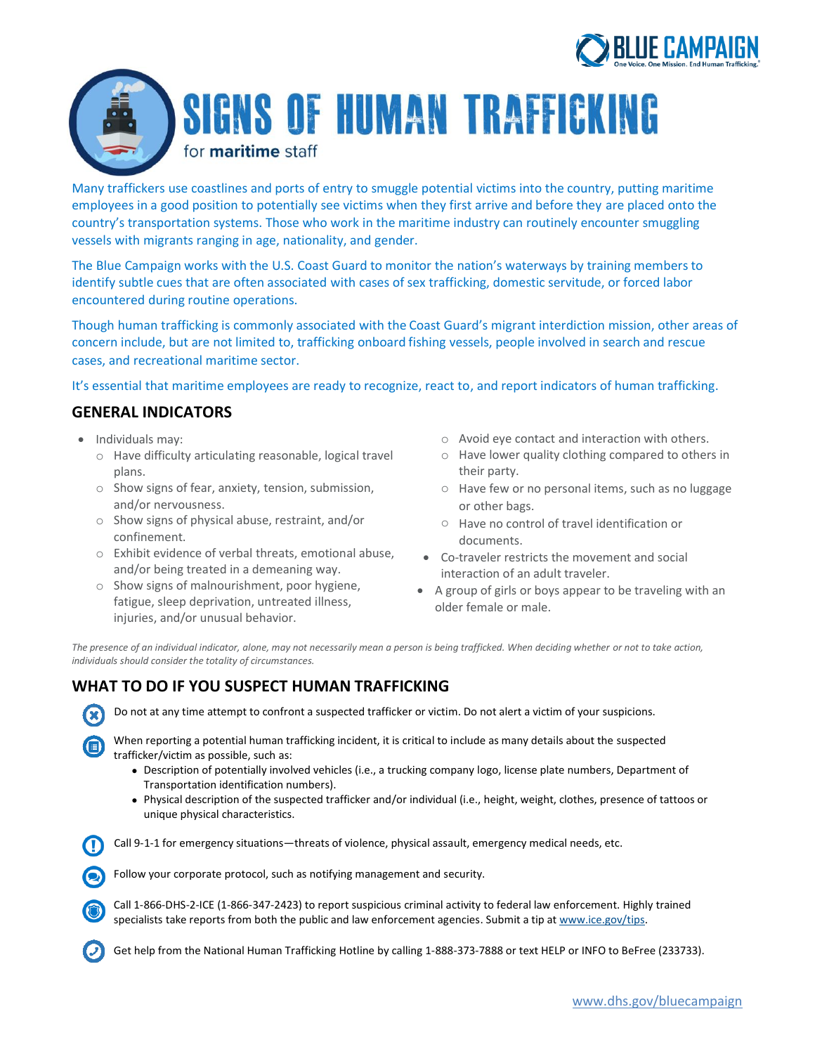BLUE CAMPAIGN

One Voice. One Mission. End Human Trafficking.

# SIGNS OF HUMAN TRAFFICKING

for **maritime** staff

Many traffickers use coastlines and ports of entry to smuggle potential victims into the country, putting maritime employees in a good position to potentially see victims when they first arrive and before they are placed onto the country's transportation systems. Those who work in the maritime industry can routinely encounter smuggling vessels with migrants ranging in age, nationality, and gender.

The Blue Campaign works with the U.S. Coast Guard to monitor the nation's waterways by training members to identify subtle cues that are often associated with cases of sex trafficking, domestic servitude, or forced labor encountered during routine operations.

Though human trafficking is commonly associated with the Coast Guard's migrant interdiction mission, other areas of concern include, but are not limited to, trafficking onboard fishing vessels, people involved in search and rescue cases, and recreational maritime sector.

It's essential that maritime employees are ready to recognize, react to, and report indicators of human trafficking.

## GENERAL INDICATORS

- Individuals may:
  - Have difficulty articulating reasonable, logical travel plans.
  - Show signs of fear, anxiety, tension, submission, and/or nervousness.
  - Show signs of physical abuse, restraint, and/or confinement.
  - Exhibit evidence of verbal threats, emotional abuse, and/or being treated in a demeaning way.
  - Show signs of malnourishment, poor hygiene, fatigue, sleep deprivation, untreated illness, injuries, and/or unusual behavior.
  - Avoid eye contact and interaction with others.
  - Have lower quality clothing compared to others in their party.
  - Have few or no personal items, such as no luggage or other bags.
  - Have no control of travel identification or documents.
- Co-traveler restricts the movement and social interaction of an adult traveler.
- A group of girls or boys appear to be traveling with an older female or male.

*The presence of an individual indicator, alone, may not necessarily mean a person is being trafficked. When deciding whether or not to take action, individuals should consider the totality of circumstances.*

## WHAT TO DO IF YOU SUSPECT HUMAN TRAFFICKING

Do not at any time attempt to confront a suspected trafficker or victim. Do not alert a victim of your suspicions.

When reporting a potential human trafficking incident, it is critical to include as many details about the suspected trafficker/victim as possible, such as:

- Description of potentially involved vehicles (i.e., a trucking company logo, license plate numbers, Department of Transportation identification numbers).
- Physical description of the suspected trafficker and/or individual (i.e., height, weight, clothes, presence of tattoos or unique physical characteristics.

Call 9-1-1 for emergency situations—threats of violence, physical assault, emergency medical needs, etc.

Follow your corporate protocol, such as notifying management and security.

Call 1-866-DHS-2-ICE (1-866-347-2423) to report suspicious criminal activity to federal law enforcement. Highly trained specialists take reports from both the public and law enforcement agencies. Submit a tip at www.ice.gov/tips.

Get help from the National Human Trafficking Hotline by calling 1-888-373-7888 or text HELP or INFO to BeFree (233733).

www.dhs.gov/bluecampaign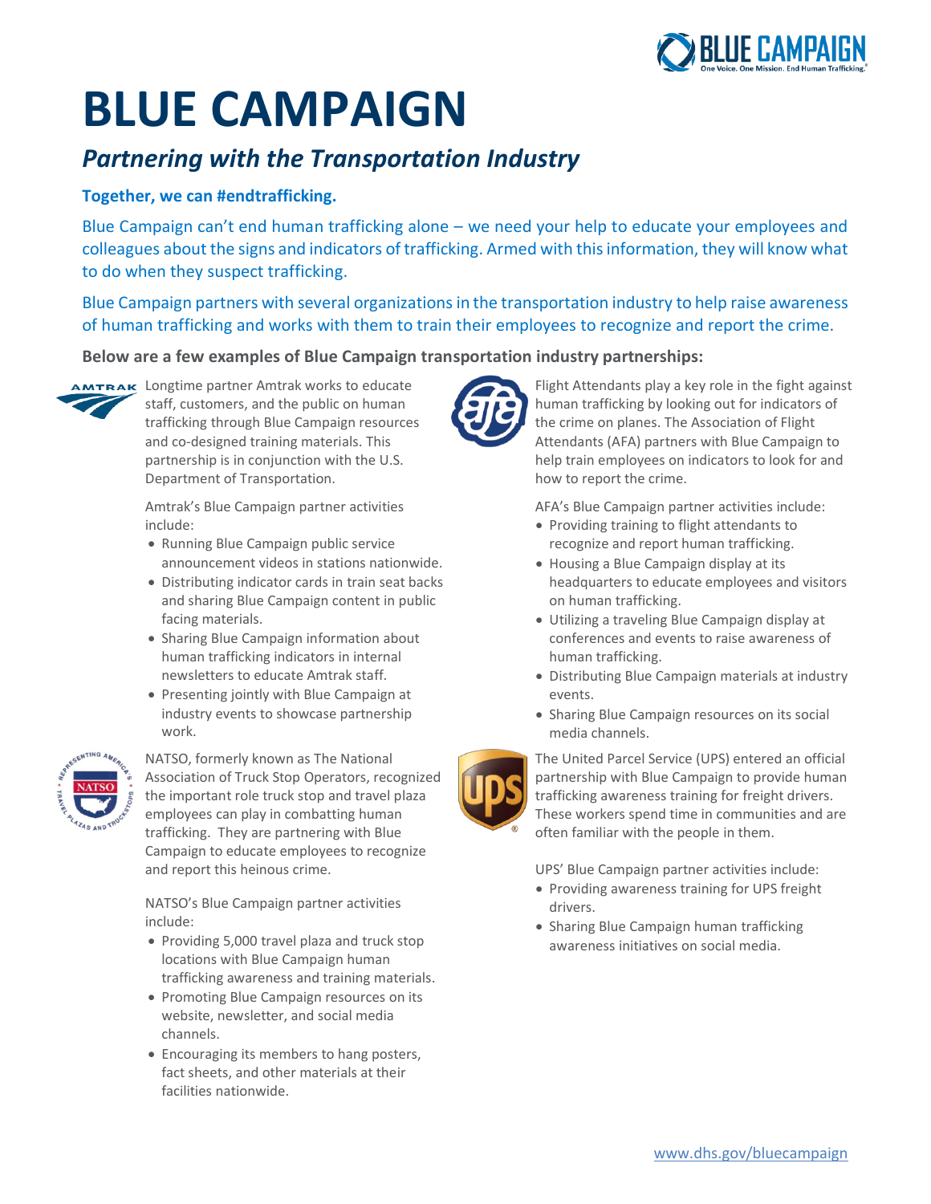# BLUE CAMPAIGN

## *Partnering with the Transportation Industry*

**Together, we can #endtrafficking.**

Blue Campaign can't end human trafficking alone – we need your help to educate your employees and colleagues about the signs and indicators of trafficking. Armed with this information, they will know what to do when they suspect trafficking.

Blue Campaign partners with several organizations in the transportation industry to help raise awareness of human trafficking and works with them to train their employees to recognize and report the crime.

**Below are a few examples of Blue Campaign transportation industry partnerships:**

Longtime partner Amtrak works to educate staff, customers, and the public on human trafficking through Blue Campaign resources and co-designed training materials. This partnership is in conjunction with the U.S. Department of Transportation.

Amtrak's Blue Campaign partner activities include:

- Running Blue Campaign public service announcement videos in stations nationwide.
- Distributing indicator cards in train seat backs and sharing Blue Campaign content in public facing materials.
- Sharing Blue Campaign information about human trafficking indicators in internal newsletters to educate Amtrak staff.
- Presenting jointly with Blue Campaign at industry events to showcase partnership work.

NATSO, formerly known as The National Association of Truck Stop Operators, recognized the important role truck stop and travel plaza employees can play in combatting human trafficking. They are partnering with Blue Campaign to educate employees to recognize and report this heinous crime.

NATSO's Blue Campaign partner activities include:

- Providing 5,000 travel plaza and truck stop locations with Blue Campaign human trafficking awareness and training materials.
- Promoting Blue Campaign resources on its website, newsletter, and social media channels.
- Encouraging its members to hang posters, fact sheets, and other materials at their facilities nationwide.

Flight Attendants play a key role in the fight against human trafficking by looking out for indicators of the crime on planes. The Association of Flight Attendants (AFA) partners with Blue Campaign to help train employees on indicators to look for and how to report the crime.

AFA's Blue Campaign partner activities include:

- Providing training to flight attendants to recognize and report human trafficking.
- Housing a Blue Campaign display at its headquarters to educate employees and visitors on human trafficking.
- Utilizing a traveling Blue Campaign display at conferences and events to raise awareness of human trafficking.
- Distributing Blue Campaign materials at industry events.
- Sharing Blue Campaign resources on its social media channels.

The United Parcel Service (UPS) entered an official partnership with Blue Campaign to provide human trafficking awareness training for freight drivers. These workers spend time in communities and are often familiar with the people in them.

UPS' Blue Campaign partner activities include:

- Providing awareness training for UPS freight drivers.
- Sharing Blue Campaign human trafficking awareness initiatives on social media.

www.dhs.gov/bluecampaign